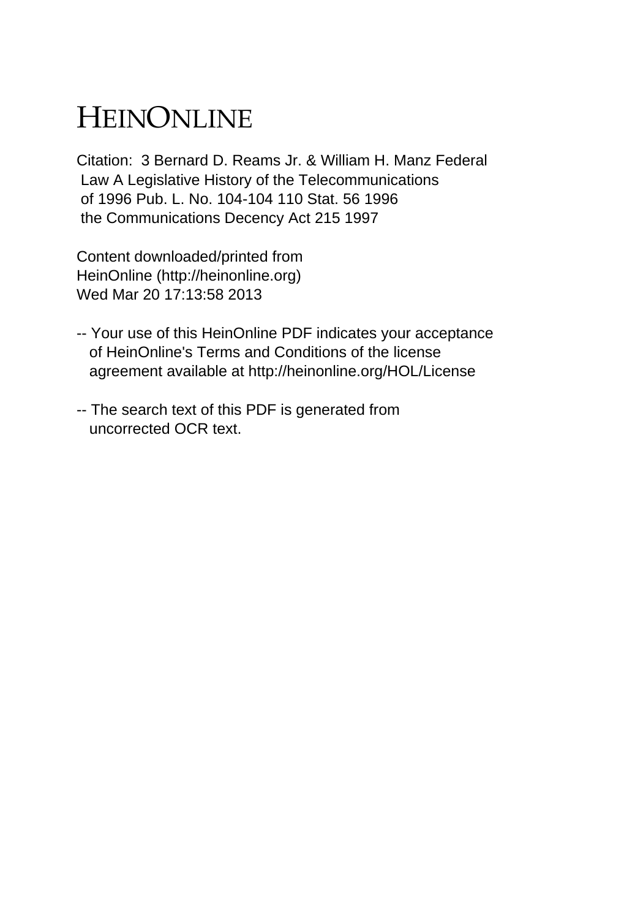# HEINONLINE

Citation: 3 Bernard D. Reams Jr. & William H. Manz Federal Law A Legislative History of the Telecommunications of 1996 Pub. L. No. 104-104 110 Stat. 56 1996 the Communications Decency Act 215 1997

Content downloaded/printed from HeinOnline (http://heinonline.org) Wed Mar 20 17:13:58 2013

-- Your use of this HeinOnline PDF indicates your acceptance of HeinOnline's Terms and Conditions of the license agreement available at http://heinonline.org/HOL/License

-- The search text of this PDF is generated from uncorrected OCR text.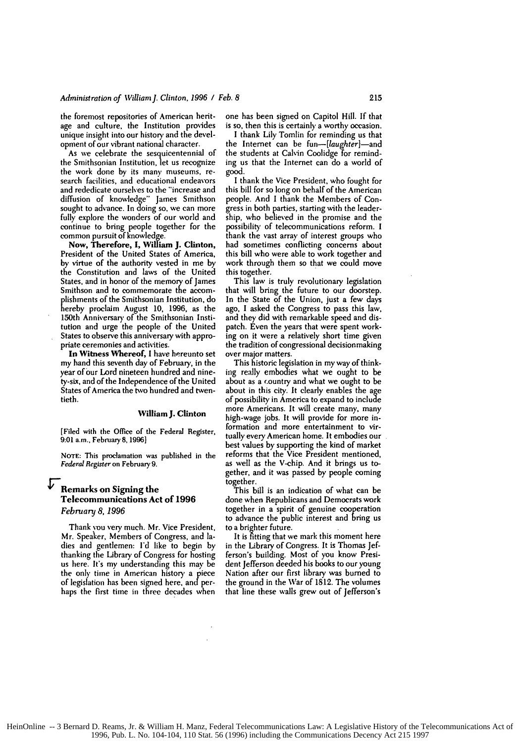the foremost repositories of American heritage and culture, the Institution provides unique insight into our history and the development of our vibrant national character.

As we celebrate the sesquicentennial of the Smithsonian Institution, let us recognize the work done by its many museums, research facilities, and educational endeavors and rededicate ourselves to the "increase and diffusion of knowledge" James Smithson sought to advance. In doing so, we can more fully explore the wonders of our world and continue to bring people together for the common pursuit of knowledge.

**Now, Therefore, I, William J. Clinton,** President of the United States of America, by virtue of the authority vested in me by the Constitution and laws of the United States, and in honor of the memory of James Smithson and to commemorate the accomplishments of the Smithsonian Institution, do hereby proclaim August 10, 1996, as the 150th Anniversary of the Smithsonian Institution and urge the people of the United States to observe this anniversary with appropriate ceremonies and activities.

**In Witness Whereof,** I have hereunto set my hand this seventh day of February, in the year of our Lord nineteen hundred and ninety-six, and of the Independence of the United States of America the two hundred and twentieth.

**William J. Clinton**

[Filed with the Office of the Federal Register, 9:01 a.m., February 8, 1996]

NOTE: This proclamation was published in the *Federal Register* on February 9.

## Remarks on Signing the Telecommunications Act of 1996

*February 8, 1996*

Thank you very much. Mr. Vice President, Mr. Speaker, Members of Congress, and ladies and gentlemen: I'd like to begin by thanking the Library of Congress for hosting us here. It's my understanding this may be the only time in American history a piece of legislation has been signed here, and perhaps the first time in three decades when one has been signed on Capitol Hill. If that is so, then this is certainly a worthy occasion.

I thank Lily Tomlin for reminding us that the Internet can be fun—[*laughter*]—and the students at Calvin Coolidge for reminding us that the Internet can do a world of good.

I thank the Vice President, who fought for this bill for so long on behalf of the American people. And I thank the Members of Congress in both parties, starting with the leadership, who believed in the promise and the possibility of telecommunications reform. I thank the vast array of interest groups who had sometimes conflicting concerns about this bill who were able to work together and work through them so that we could move this together.

This law is truly revolutionary legislation that will bring the future to our doorstep. In the State of the Union, just a few days ago, I asked the Congress to pass this law, and they did with remarkable speed and dispatch. Even the years that were spent working on it were a relatively short time given the tradition of congressional decisionmaking over major matters.

This historic legislation in my way of thinking really embodies what we ought to be about as a country and what we ought to be about in this city. It clearly enables the age of possibility in America to expand to include more Americans. It will create many, many high-wage jobs. It will provide for more information and more entertainment to virtually every American home. It embodies our best values by supporting the kind of market reforms that the Vice President mentioned, as well as the V-chip. And it brings us together, and it was passed by people coming together.

This bill is an indication of what can be done when Republicans and Democrats work together in a spirit of genuine cooperation to advance the public interest and bring us to a brighter future.

It is fitting that we mark this moment here in the Library of Congress. It is Thomas Jefferson's building. Most of you know President Jefferson deeded his books to our young Nation after our first library was burned to the ground in the War of 1812. The volumes that line these walls grew out of Jefferson's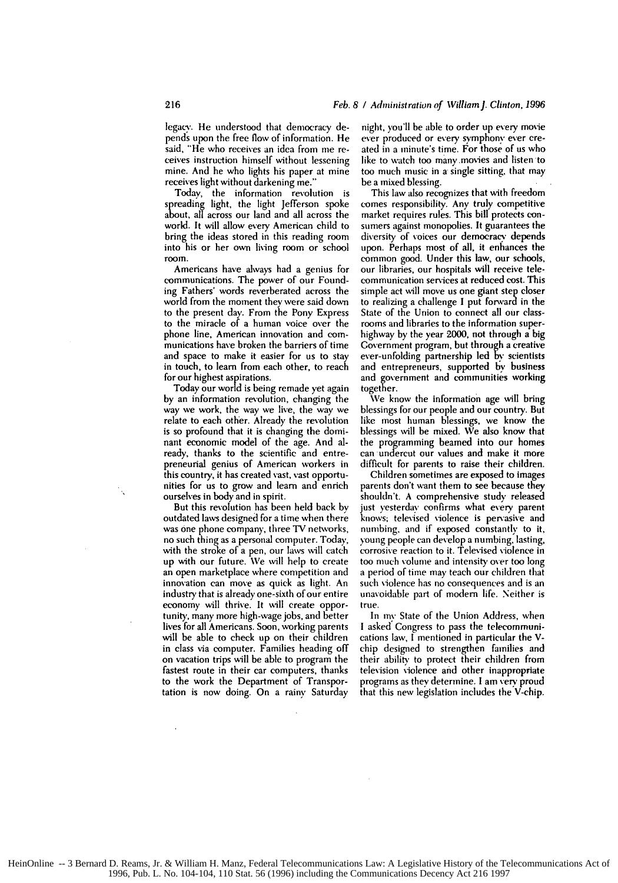legacy. He understood that democracy depends upon the free flow of information. He said, "He who receives an idea from me receives instruction himself without lessening mine. And he who lights his paper at mine receives light without darkening me."

Today, the information revolution is spreading light, the light Jefferson spoke about, all across our land and all across the world. It will allow every American child to bring the ideas stored in this reading room into his or her own living room or school room.

Americans have always had a genius for communications. The power of our Founding Fathers' words reverberated across the world from the moment they were said down to the present day. From the Pony Express to the miracle of a human voice over the phone line, American innovation and communications have broken the barriers of time and space to make it easier for us to stay in touch, to learn from each other, to reach for our highest aspirations.

Today our world is being remade yet again by an information revolution, changing the way we work, the way we live, the way we relate to each other. Already the revolution is so profound that it is changing the dominant economic model of the age. And already, thanks to the scientific and entrepreneurial genius of American workers in this country, it has created vast, vast opportunities for us to grow and learn and enrich ourselves in body and in spirit.

But this revolution has been held back by outdated laws designed for a time when there was one phone company, three TV networks, no such thing as a personal computer. Today, with the stroke of a pen, our laws will catch up with our future. We will help to create an open marketplace where competition and innovation can move as quick as light. An industry that is already one-sixth of our entire economy will thrive. It will create opportunity, many more high-wage jobs, and better lives for all Americans. Soon, working parents will be able to check up on their children in class via computer. Families heading off on vacation trips will be able to program the fastest route in their car computers, thanks to the work the Department of Transportation is now doing. On a rainy Saturday night, you'll be able to order up every movie ever produced or every symphony ever created in a minute's time. For those of us who like to watch too many movies and listen to too much music in a single sitting, that may be a mixed blessing.

This law also recognizes that with freedom comes responsibility. Any truly competitive market requires rules. This bill protects consumers against monopolies. It guarantees the diversity of voices our democracy depends upon. Perhaps most of all, it enhances the common good. Under this law, our schools, our libraries, our hospitals will receive telecommunication services at reduced cost. This simple act will move us one giant step closer to realizing a challenge I put forward in the State of the Union to connect all our classrooms and libraries to the information superhighway by the year 2000, not through a big Government program, but through a creative ever-unfolding partnership led by scientists and entrepreneurs, supported by business and government and communities working together.

We know the information age will bring blessings for our people and our country. But like most human blessings, we know the blessings will be mixed. We also know that the programming beamed into our homes can undercut our values and make it more difficult for parents to raise their children.

Children sometimes are exposed to images parents don't want them to see because they shouldn't. A comprehensive study released just yesterday confirms what every parent knows; televised violence is pervasive and numbing, and if exposed constantly to it, young people can develop a numbing, lasting, corrosive reaction to it. Televised violence in too much volume and intensity over too long a period of time may teach our children that such violence has no consequences and is an unavoidable part of modern life. Neither is true.

In my State of the Union Address, when I asked Congress to pass the telecommunications law, I mentioned in particular the V-chip designed to strengthen families and their ability to protect their children from television violence and other inappropriate programs as they determine. I am very proud that this new legislation includes the V-chip.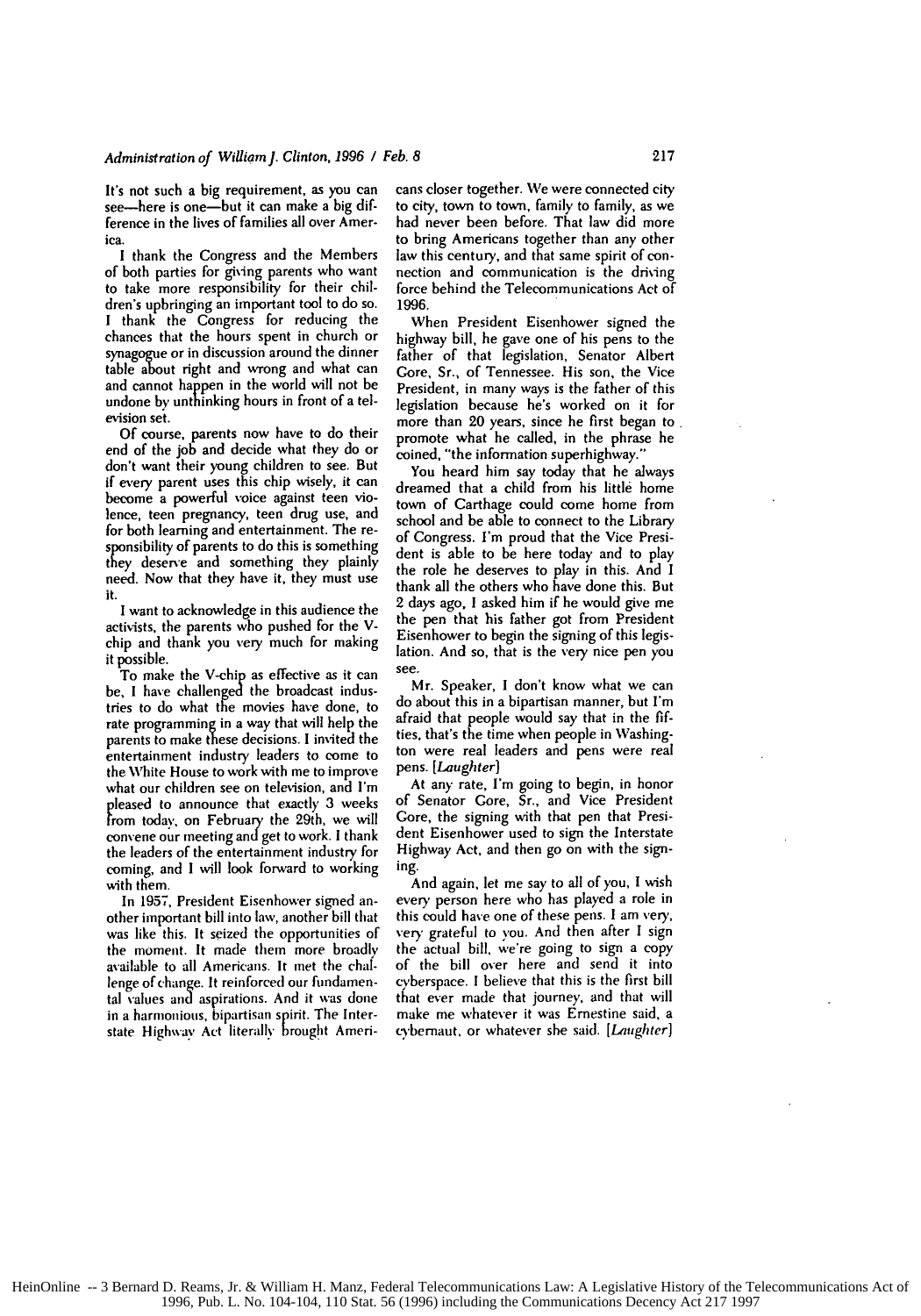It's not such a big requirement, as you can see—here is one—but it can make a big difference in the lives of families all over America.

I thank the Congress and the Members of both parties for giving parents who want to take more responsibility for their children's upbringing an important tool to do so. I thank the Congress for reducing the chances that the hours spent in church or synagogue or in discussion around the dinner table about right and wrong and what can and cannot happen in the world will not be undone by unthinking hours in front of a television set.

Of course, parents now have to do their end of the job and decide what they do or don't want their young children to see. But if every parent uses this chip wisely, it can become a powerful voice against teen violence, teen pregnancy, teen drug use, and for both learning and entertainment. The responsibility of parents to do this is something they deserve and something they plainly need. Now that they have it, they must use it.

I want to acknowledge in this audience the activists, the parents who pushed for the V-chip and thank you very much for making it possible.

To make the V-chip as effective as it can be, I have challenged the broadcast industries to do what the movies have done, to rate programming in a way that will help the parents to make these decisions. I invited the entertainment industry leaders to come to the White House to work with me to improve what our children see on television, and I'm pleased to announce that exactly 3 weeks from today, on February the 29th, we will convene our meeting and get to work. I thank the leaders of the entertainment industry for coming, and I will look forward to working with them.

In 1957, President Eisenhower signed another important bill into law, another bill that was like this. It seized the opportunities of the moment. It made them more broadly available to all Americans. It met the challenge of change. It reinforced our fundamental values and aspirations. And it was done in a harmonious, bipartisan spirit. The Interstate Highway Act literally brought Americans closer together. We were connected city to city, town to town, family to family, as we had never been before. That law did more to bring Americans together than any other law this century, and that same spirit of connection and communication is the driving force behind the Telecommunications Act of 1996.

When President Eisenhower signed the highway bill, he gave one of his pens to the father of that legislation, Senator Albert Gore, Sr., of Tennessee. His son, the Vice President, in many ways is the father of this legislation because he's worked on it for more than 20 years, since he first began to promote what he called, in the phrase he coined, "the information superhighway."

You heard him say today that he always dreamed that a child from his little home town of Carthage could come home from school and be able to connect to the Library of Congress. I'm proud that the Vice President is able to be here today and to play the role he deserves to play in this. And I thank all the others who have done this. But 2 days ago, I asked him if he would give me the pen that his father got from President Eisenhower to begin the signing of this legislation. And so, that is the very nice pen you see.

Mr. Speaker, I don't know what we can do about this in a bipartisan manner, but I'm afraid that people would say that in the fifties, that's the time when people in Washington were real leaders and pens were real pens. *[Laughter]*

At any rate, I'm going to begin, in honor of Senator Gore, Sr., and Vice President Gore, the signing with that pen that President Eisenhower used to sign the Interstate Highway Act, and then go on with the signing.

And again, let me say to all of you, I wish every person here who has played a role in this could have one of these pens. I am very, very grateful to you. And then after I sign the actual bill, we're going to sign a copy of the bill over here and send it into cyberspace. I believe that this is the first bill that ever made that journey, and that will make me whatever it was Ernestine said, a cybernaut, or whatever she said. *[Laughter]*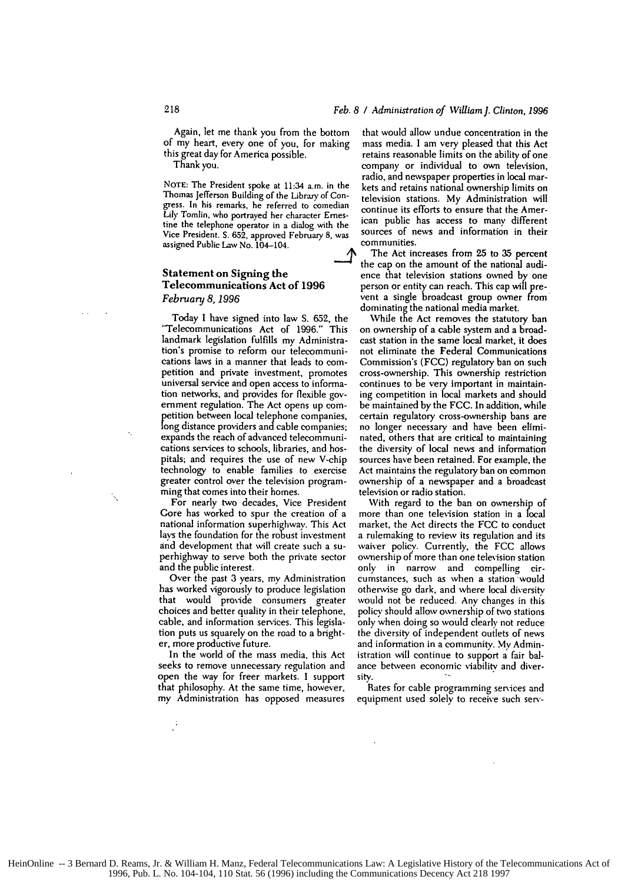Again, let me thank you from the bottom of my heart, every one of you, for making this great day for America possible.

Thank you.

NOTE: The President spoke at 11:34 a.m. in the Thomas Jefferson Building of the Library of Congress. In his remarks, he referred to comedian Lily Tomlin, who portrayed her character Ernestine the telephone operator in a dialog with the Vice President. S. 652, approved February 8, was assigned Public Law No. 104–104.

## Statement on Signing the Telecommunications Act of 1996

*February 8, 1996*

Today I have signed into law S. 652, the "Telecommunications Act of 1996." This landmark legislation fulfills my Administration's promise to reform our telecommunications laws in a manner that leads to competition and private investment, promotes universal service and open access to information networks, and provides for flexible government regulation. The Act opens up competition between local telephone companies, long distance providers and cable companies; expands the reach of advanced telecommunications services to schools, libraries, and hospitals; and requires the use of new V-chip technology to enable families to exercise greater control over the television programming that comes into their homes.

For nearly two decades, Vice President Gore has worked to spur the creation of a national information superhighway. This Act lays the foundation for the robust investment and development that will create such a superhighway to serve both the private sector and the public interest.

Over the past 3 years, my Administration has worked vigorously to produce legislation that would provide consumers greater choices and better quality in their telephone, cable, and information services. This legislation puts us squarely on the road to a brighter, more productive future.

In the world of the mass media, this Act seeks to remove unnecessary regulation and open the way for freer markets. I support that philosophy. At the same time, however, my Administration has opposed measures that would allow undue concentration in the mass media. I am very pleased that this Act retains reasonable limits on the ability of one company or individual to own television, radio, and newspaper properties in local markets and retains national ownership limits on television stations. My Administration will continue its efforts to ensure that the American public has access to many different sources of news and information in their communities.

The Act increases from 25 to 35 percent the cap on the amount of the national audience that television stations owned by one person or entity can reach. This cap will prevent a single broadcast group owner from dominating the national media market.

While the Act removes the statutory ban on ownership of a cable system and a broadcast station in the same local market, it does not eliminate the Federal Communications Commission's (FCC) regulatory ban on such cross-ownership. This ownership restriction continues to be very important in maintaining competition in local markets and should be maintained by the FCC. In addition, while certain regulatory cross-ownership bans are no longer necessary and have been eliminated, others that are critical to maintaining the diversity of local news and information sources have been retained. For example, the Act maintains the regulatory ban on common ownership of a newspaper and a broadcast television or radio station.

With regard to the ban on ownership of more than one television station in a local market, the Act directs the FCC to conduct a rulemaking to review its regulation and its waiver policy. Currently, the FCC allows ownership of more than one television station only in narrow and compelling circumstances, such as when a station would otherwise go dark, and where local diversity would not be reduced. Any changes in this policy should allow ownership of two stations only when doing so would clearly not reduce the diversity of independent outlets of news and information in a community. My Administration will continue to support a fair balance between economic viability and diversity.

Rates for cable programming services and equipment used solely to receive such serv-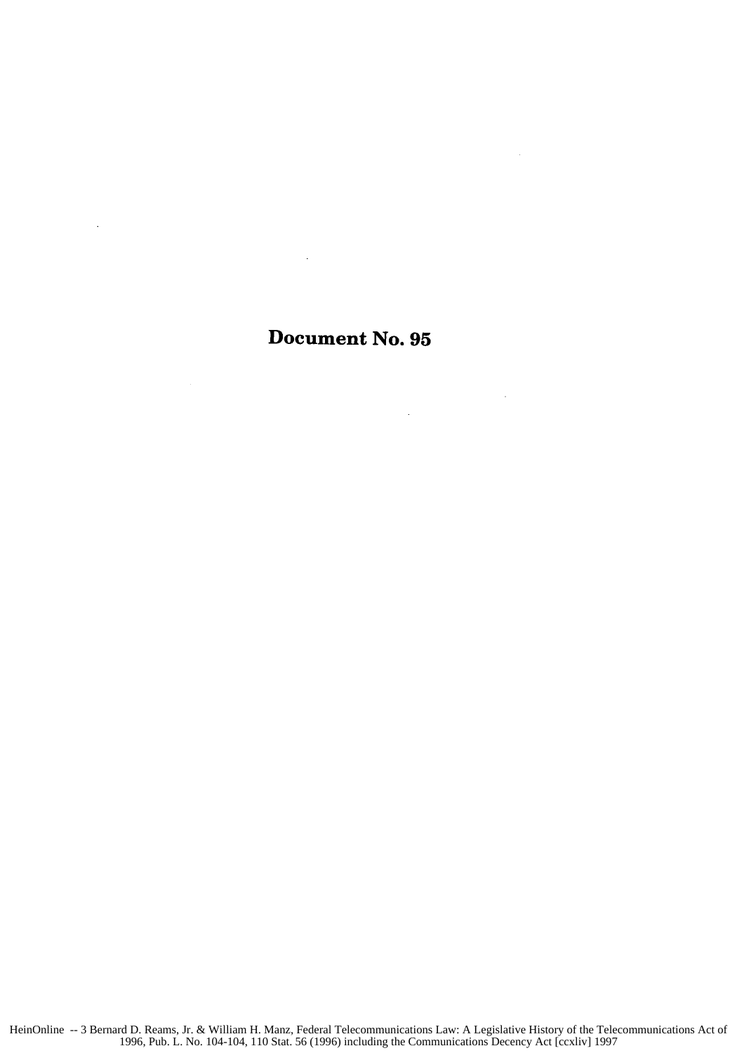# Document No. 95